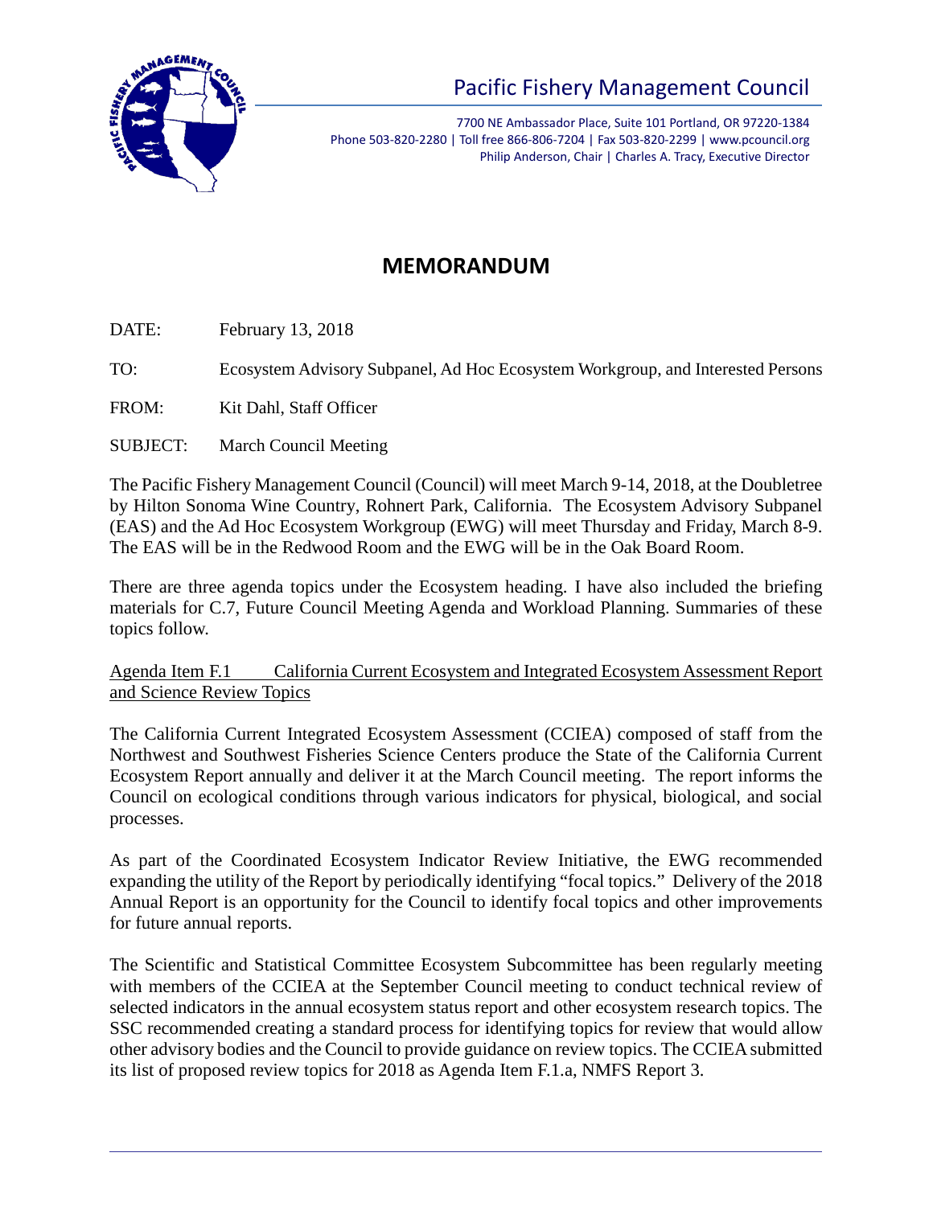# Pacific Fishery Management Council

7700 NE Ambassador Place, Suite 101 Portland, OR 97220-1384
Phone 503-820-2280 | Toll free 866-806-7204 | Fax 503-820-2299 | www.pcouncil.org
Philip Anderson, Chair | Charles A. Tracy, Executive Director

## MEMORANDUM

DATE: February 13, 2018

TO: Ecosystem Advisory Subpanel, Ad Hoc Ecosystem Workgroup, and Interested Persons

FROM: Kit Dahl, Staff Officer

SUBJECT: March Council Meeting

The Pacific Fishery Management Council (Council) will meet March 9-14, 2018, at the Doubletree by Hilton Sonoma Wine Country, Rohnert Park, California. The Ecosystem Advisory Subpanel (EAS) and the Ad Hoc Ecosystem Workgroup (EWG) will meet Thursday and Friday, March 8-9. The EAS will be in the Redwood Room and the EWG will be in the Oak Board Room.

There are three agenda topics under the Ecosystem heading. I have also included the briefing materials for C.7, Future Council Meeting Agenda and Workload Planning. Summaries of these topics follow.

<u>Agenda Item F.1 California Current Ecosystem and Integrated Ecosystem Assessment Report and Science Review Topics</u>

The California Current Integrated Ecosystem Assessment (CCIEA) composed of staff from the Northwest and Southwest Fisheries Science Centers produce the State of the California Current Ecosystem Report annually and deliver it at the March Council meeting. The report informs the Council on ecological conditions through various indicators for physical, biological, and social processes.

As part of the Coordinated Ecosystem Indicator Review Initiative, the EWG recommended expanding the utility of the Report by periodically identifying "focal topics." Delivery of the 2018 Annual Report is an opportunity for the Council to identify focal topics and other improvements for future annual reports.

The Scientific and Statistical Committee Ecosystem Subcommittee has been regularly meeting with members of the CCIEA at the September Council meeting to conduct technical review of selected indicators in the annual ecosystem status report and other ecosystem research topics. The SSC recommended creating a standard process for identifying topics for review that would allow other advisory bodies and the Council to provide guidance on review topics. The CCIEA submitted its list of proposed review topics for 2018 as Agenda Item F.1.a, NMFS Report 3.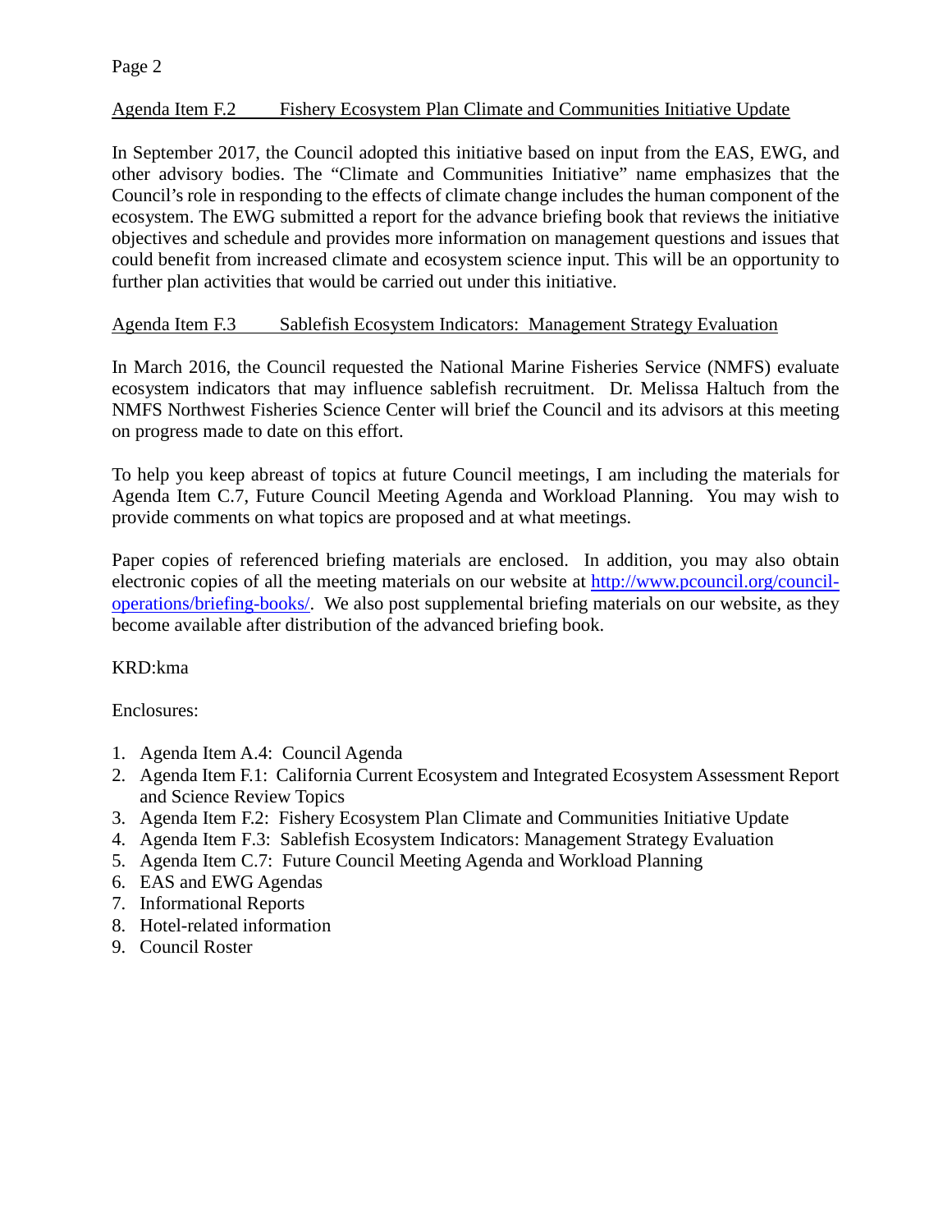Agenda Item F.2 Fishery Ecosystem Plan Climate and Communities Initiative Update

In September 2017, the Council adopted this initiative based on input from the EAS, EWG, and other advisory bodies. The "Climate and Communities Initiative" name emphasizes that the Council's role in responding to the effects of climate change includes the human component of the ecosystem. The EWG submitted a report for the advance briefing book that reviews the initiative objectives and schedule and provides more information on management questions and issues that could benefit from increased climate and ecosystem science input. This will be an opportunity to further plan activities that would be carried out under this initiative.

Agenda Item F.3 Sablefish Ecosystem Indicators: Management Strategy Evaluation

In March 2016, the Council requested the National Marine Fisheries Service (NMFS) evaluate ecosystem indicators that may influence sablefish recruitment. Dr. Melissa Haltuch from the NMFS Northwest Fisheries Science Center will brief the Council and its advisors at this meeting on progress made to date on this effort.

To help you keep abreast of topics at future Council meetings, I am including the materials for Agenda Item C.7, Future Council Meeting Agenda and Workload Planning. You may wish to provide comments on what topics are proposed and at what meetings.

Paper copies of referenced briefing materials are enclosed. In addition, you may also obtain electronic copies of all the meeting materials on our website at http://www.pcouncil.org/council-operations/briefing-books/. We also post supplemental briefing materials on our website, as they become available after distribution of the advanced briefing book.

KRD:kma

Enclosures:

1. Agenda Item A.4: Council Agenda
2. Agenda Item F.1: California Current Ecosystem and Integrated Ecosystem Assessment Report and Science Review Topics
3. Agenda Item F.2: Fishery Ecosystem Plan Climate and Communities Initiative Update
4. Agenda Item F.3: Sablefish Ecosystem Indicators: Management Strategy Evaluation
5. Agenda Item C.7: Future Council Meeting Agenda and Workload Planning
6. EAS and EWG Agendas
7. Informational Reports
8. Hotel-related information
9. Council Roster